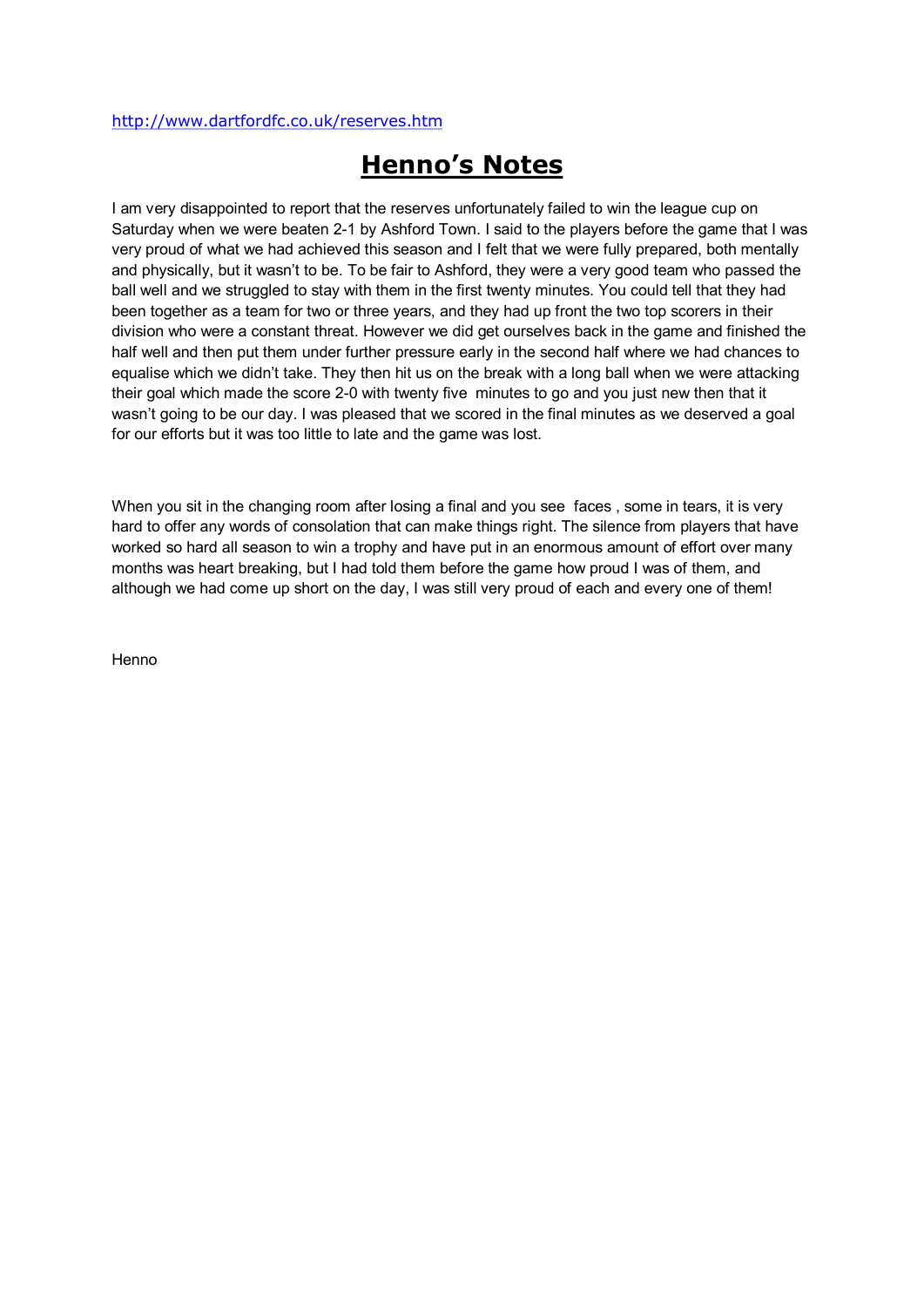http://www.dartfordfc.co.uk/reserves.htm

# Henno's Notes

I am very disappointed to report that the reserves unfortunately failed to win the league cup on Saturday when we were beaten 2-1 by Ashford Town. I said to the players before the game that I was very proud of what we had achieved this season and I felt that we were fully prepared, both mentally and physically, but it wasn't to be. To be fair to Ashford, they were a very good team who passed the ball well and we struggled to stay with them in the first twenty minutes. You could tell that they had been together as a team for two or three years, and they had up front the two top scorers in their division who were a constant threat. However we did get ourselves back in the game and finished the half well and then put them under further pressure early in the second half where we had chances to equalise which we didn't take. They then hit us on the break with a long ball when we were attacking their goal which made the score 2-0 with twenty five minutes to go and you just new then that it wasn't going to be our day. I was pleased that we scored in the final minutes as we deserved a goal for our efforts but it was too little to late and the game was lost.

When you sit in the changing room after losing a final and you see faces , some in tears, it is very hard to offer any words of consolation that can make things right. The silence from players that have worked so hard all season to win a trophy and have put in an enormous amount of effort over many months was heart breaking, but I had told them before the game how proud I was of them, and although we had come up short on the day, I was still very proud of each and every one of them!

Henno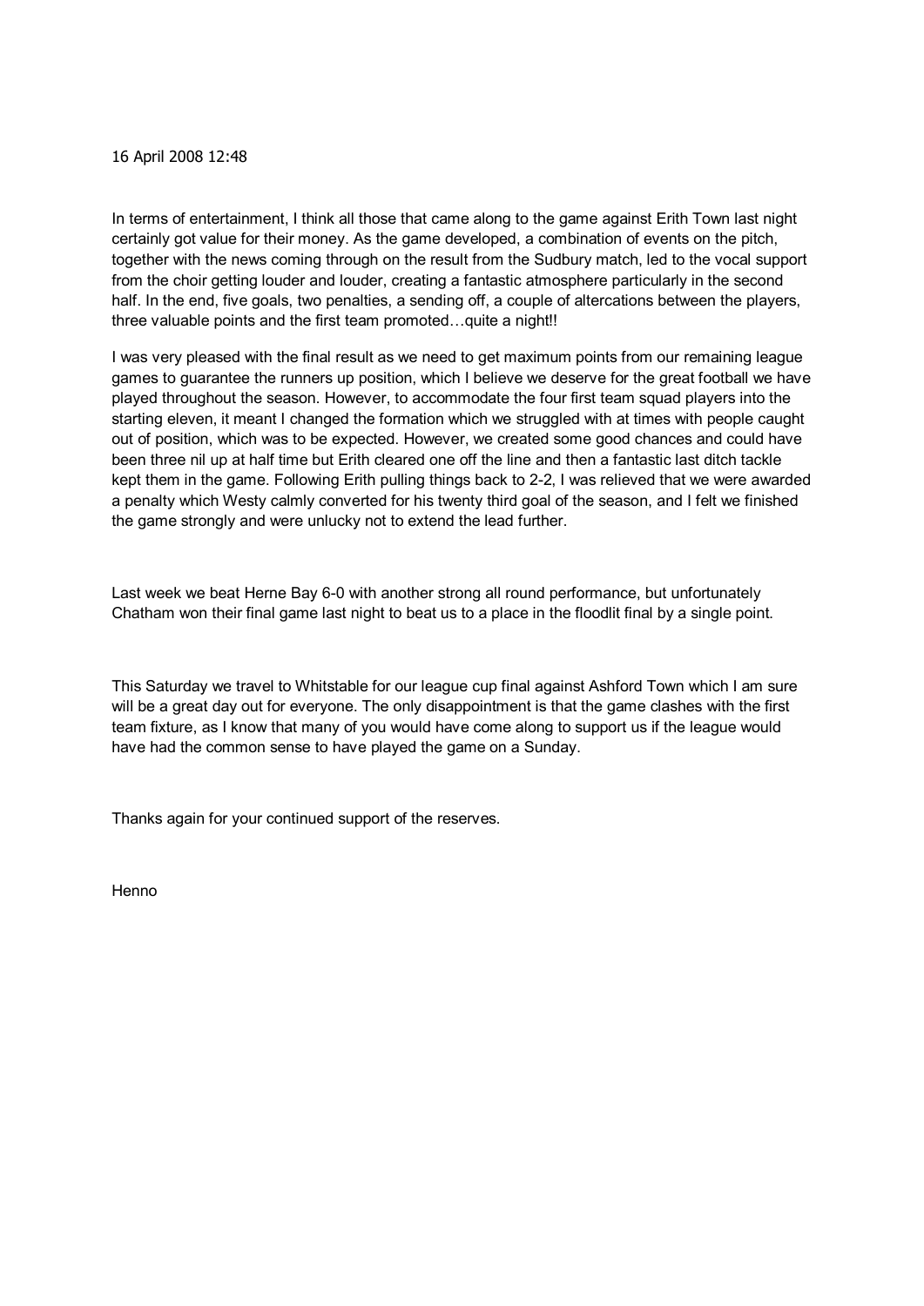16 April 2008 12:48

In terms of entertainment, I think all those that came along to the game against Erith Town last night certainly got value for their money. As the game developed, a combination of events on the pitch, together with the news coming through on the result from the Sudbury match, led to the vocal support from the choir getting louder and louder, creating a fantastic atmosphere particularly in the second half. In the end, five goals, two penalties, a sending off, a couple of altercations between the players, three valuable points and the first team promoted…quite a night!!

I was very pleased with the final result as we need to get maximum points from our remaining league games to guarantee the runners up position, which I believe we deserve for the great football we have played throughout the season. However, to accommodate the four first team squad players into the starting eleven, it meant I changed the formation which we struggled with at times with people caught out of position, which was to be expected. However, we created some good chances and could have been three nil up at half time but Erith cleared one off the line and then a fantastic last ditch tackle kept them in the game. Following Erith pulling things back to 2-2, I was relieved that we were awarded a penalty which Westy calmly converted for his twenty third goal of the season, and I felt we finished the game strongly and were unlucky not to extend the lead further.

Last week we beat Herne Bay 6-0 with another strong all round performance, but unfortunately Chatham won their final game last night to beat us to a place in the floodlit final by a single point.

This Saturday we travel to Whitstable for our league cup final against Ashford Town which I am sure will be a great day out for everyone. The only disappointment is that the game clashes with the first team fixture, as I know that many of you would have come along to support us if the league would have had the common sense to have played the game on a Sunday.

Thanks again for your continued support of the reserves.

Henno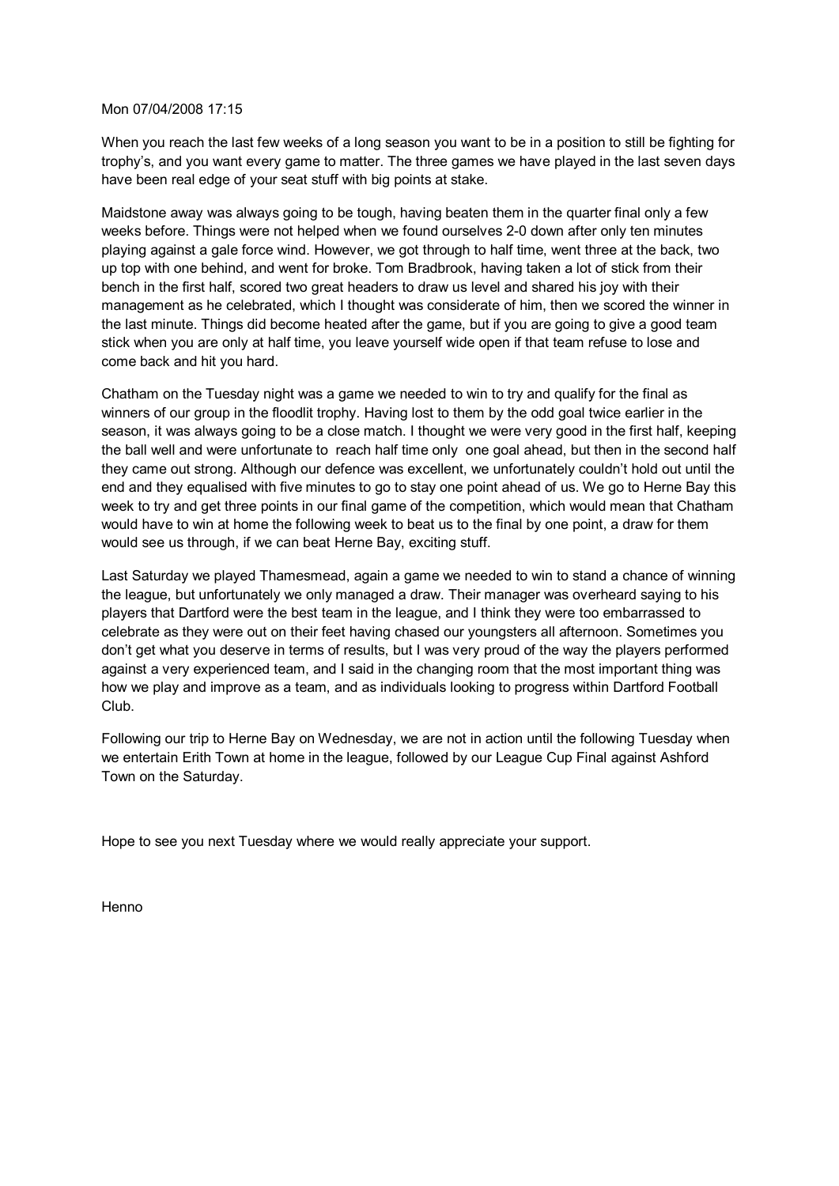Mon 07/04/2008 17:15

When you reach the last few weeks of a long season you want to be in a position to still be fighting for trophy's, and you want every game to matter. The three games we have played in the last seven days have been real edge of your seat stuff with big points at stake.

Maidstone away was always going to be tough, having beaten them in the quarter final only a few weeks before. Things were not helped when we found ourselves 2-0 down after only ten minutes playing against a gale force wind. However, we got through to half time, went three at the back, two up top with one behind, and went for broke. Tom Bradbrook, having taken a lot of stick from their bench in the first half, scored two great headers to draw us level and shared his joy with their management as he celebrated, which I thought was considerate of him, then we scored the winner in the last minute. Things did become heated after the game, but if you are going to give a good team stick when you are only at half time, you leave yourself wide open if that team refuse to lose and come back and hit you hard.

Chatham on the Tuesday night was a game we needed to win to try and qualify for the final as winners of our group in the floodlit trophy. Having lost to them by the odd goal twice earlier in the season, it was always going to be a close match. I thought we were very good in the first half, keeping the ball well and were unfortunate to reach half time only one goal ahead, but then in the second half they came out strong. Although our defence was excellent, we unfortunately couldn't hold out until the end and they equalised with five minutes to go to stay one point ahead of us. We go to Herne Bay this week to try and get three points in our final game of the competition, which would mean that Chatham would have to win at home the following week to beat us to the final by one point, a draw for them would see us through, if we can beat Herne Bay, exciting stuff.

Last Saturday we played Thamesmead, again a game we needed to win to stand a chance of winning the league, but unfortunately we only managed a draw. Their manager was overheard saying to his players that Dartford were the best team in the league, and I think they were too embarrassed to celebrate as they were out on their feet having chased our youngsters all afternoon. Sometimes you don't get what you deserve in terms of results, but I was very proud of the way the players performed against a very experienced team, and I said in the changing room that the most important thing was how we play and improve as a team, and as individuals looking to progress within Dartford Football Club.

Following our trip to Herne Bay on Wednesday, we are not in action until the following Tuesday when we entertain Erith Town at home in the league, followed by our League Cup Final against Ashford Town on the Saturday.

Hope to see you next Tuesday where we would really appreciate your support.

Henno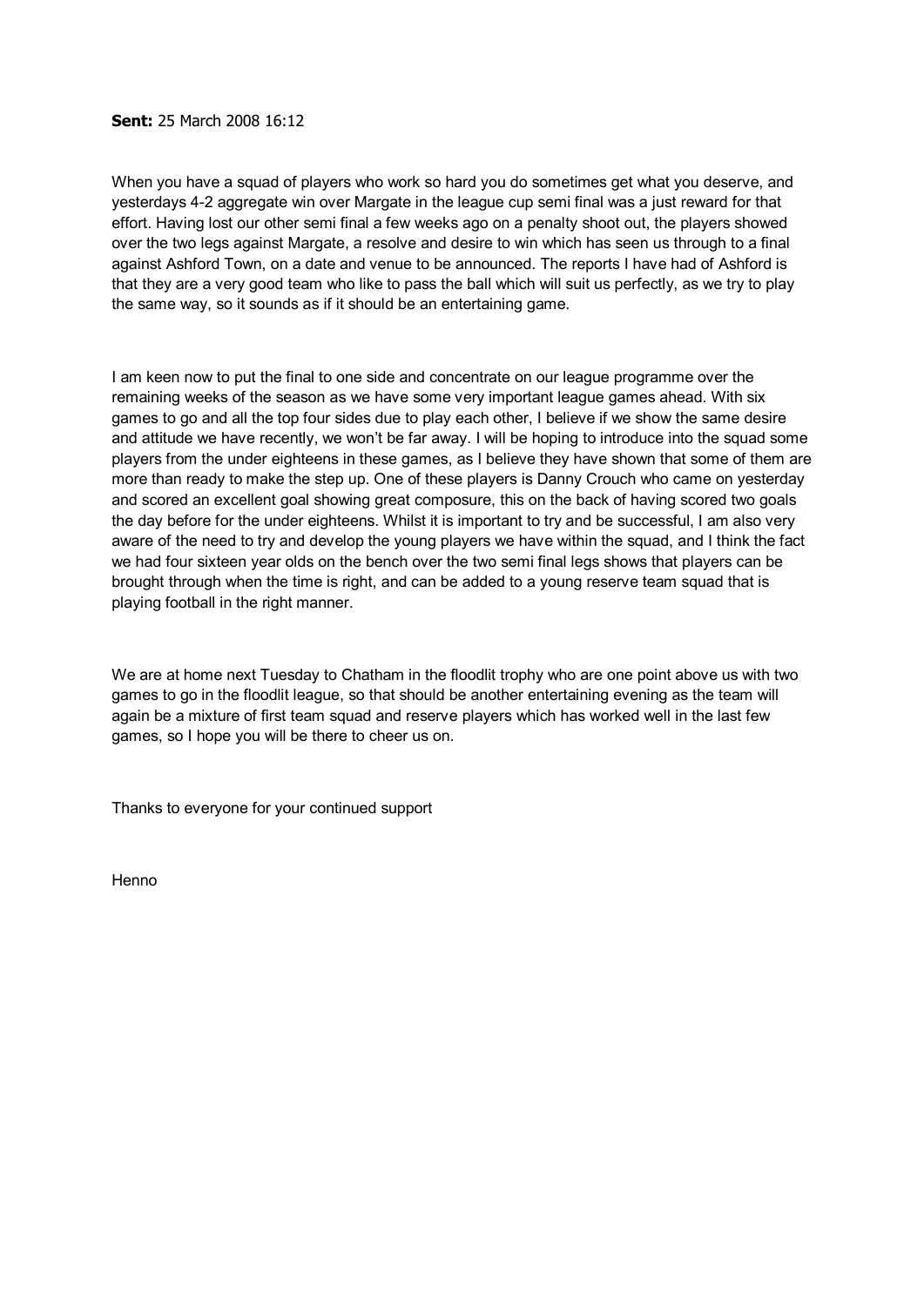**Sent:** 25 March 2008 16:12

When you have a squad of players who work so hard you do sometimes get what you deserve, and yesterdays 4-2 aggregate win over Margate in the league cup semi final was a just reward for that effort. Having lost our other semi final a few weeks ago on a penalty shoot out, the players showed over the two legs against Margate, a resolve and desire to win which has seen us through to a final against Ashford Town, on a date and venue to be announced. The reports I have had of Ashford is that they are a very good team who like to pass the ball which will suit us perfectly, as we try to play the same way, so it sounds as if it should be an entertaining game.

I am keen now to put the final to one side and concentrate on our league programme over the remaining weeks of the season as we have some very important league games ahead. With six games to go and all the top four sides due to play each other, I believe if we show the same desire and attitude we have recently, we won't be far away. I will be hoping to introduce into the squad some players from the under eighteens in these games, as I believe they have shown that some of them are more than ready to make the step up. One of these players is Danny Crouch who came on yesterday and scored an excellent goal showing great composure, this on the back of having scored two goals the day before for the under eighteens. Whilst it is important to try and be successful, I am also very aware of the need to try and develop the young players we have within the squad, and I think the fact we had four sixteen year olds on the bench over the two semi final legs shows that players can be brought through when the time is right, and can be added to a young reserve team squad that is playing football in the right manner.

We are at home next Tuesday to Chatham in the floodlit trophy who are one point above us with two games to go in the floodlit league, so that should be another entertaining evening as the team will again be a mixture of first team squad and reserve players which has worked well in the last few games, so I hope you will be there to cheer us on.

Thanks to everyone for your continued support

Henno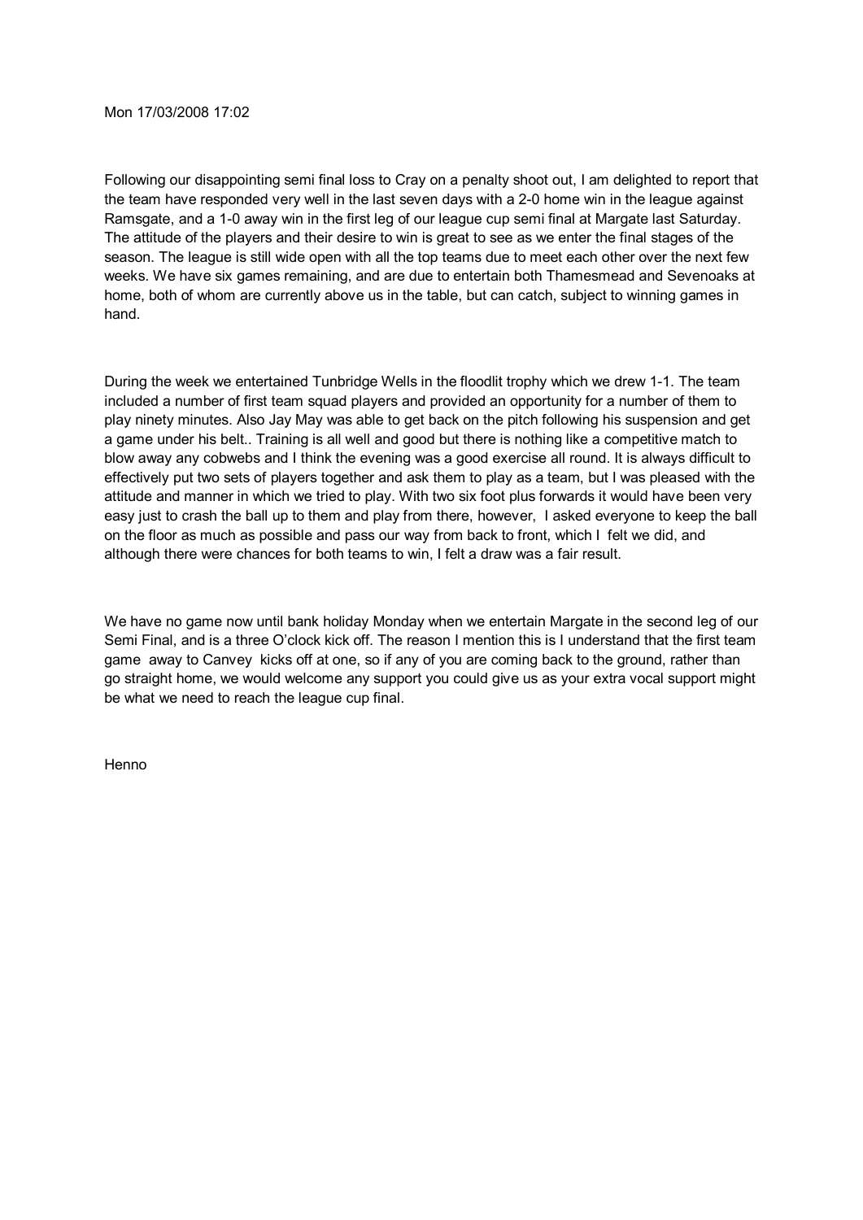Mon 17/03/2008 17:02

Following our disappointing semi final loss to Cray on a penalty shoot out, I am delighted to report that the team have responded very well in the last seven days with a 2-0 home win in the league against Ramsgate, and a 1-0 away win in the first leg of our league cup semi final at Margate last Saturday. The attitude of the players and their desire to win is great to see as we enter the final stages of the season. The league is still wide open with all the top teams due to meet each other over the next few weeks. We have six games remaining, and are due to entertain both Thamesmead and Sevenoaks at home, both of whom are currently above us in the table, but can catch, subject to winning games in hand.

During the week we entertained Tunbridge Wells in the floodlit trophy which we drew 1-1. The team included a number of first team squad players and provided an opportunity for a number of them to play ninety minutes. Also Jay May was able to get back on the pitch following his suspension and get a game under his belt.. Training is all well and good but there is nothing like a competitive match to blow away any cobwebs and I think the evening was a good exercise all round. It is always difficult to effectively put two sets of players together and ask them to play as a team, but I was pleased with the attitude and manner in which we tried to play. With two six foot plus forwards it would have been very easy just to crash the ball up to them and play from there, however, I asked everyone to keep the ball on the floor as much as possible and pass our way from back to front, which I felt we did, and although there were chances for both teams to win, I felt a draw was a fair result.

We have no game now until bank holiday Monday when we entertain Margate in the second leg of our Semi Final, and is a three O'clock kick off. The reason I mention this is I understand that the first team game away to Canvey kicks off at one, so if any of you are coming back to the ground, rather than go straight home, we would welcome any support you could give us as your extra vocal support might be what we need to reach the league cup final.

Henno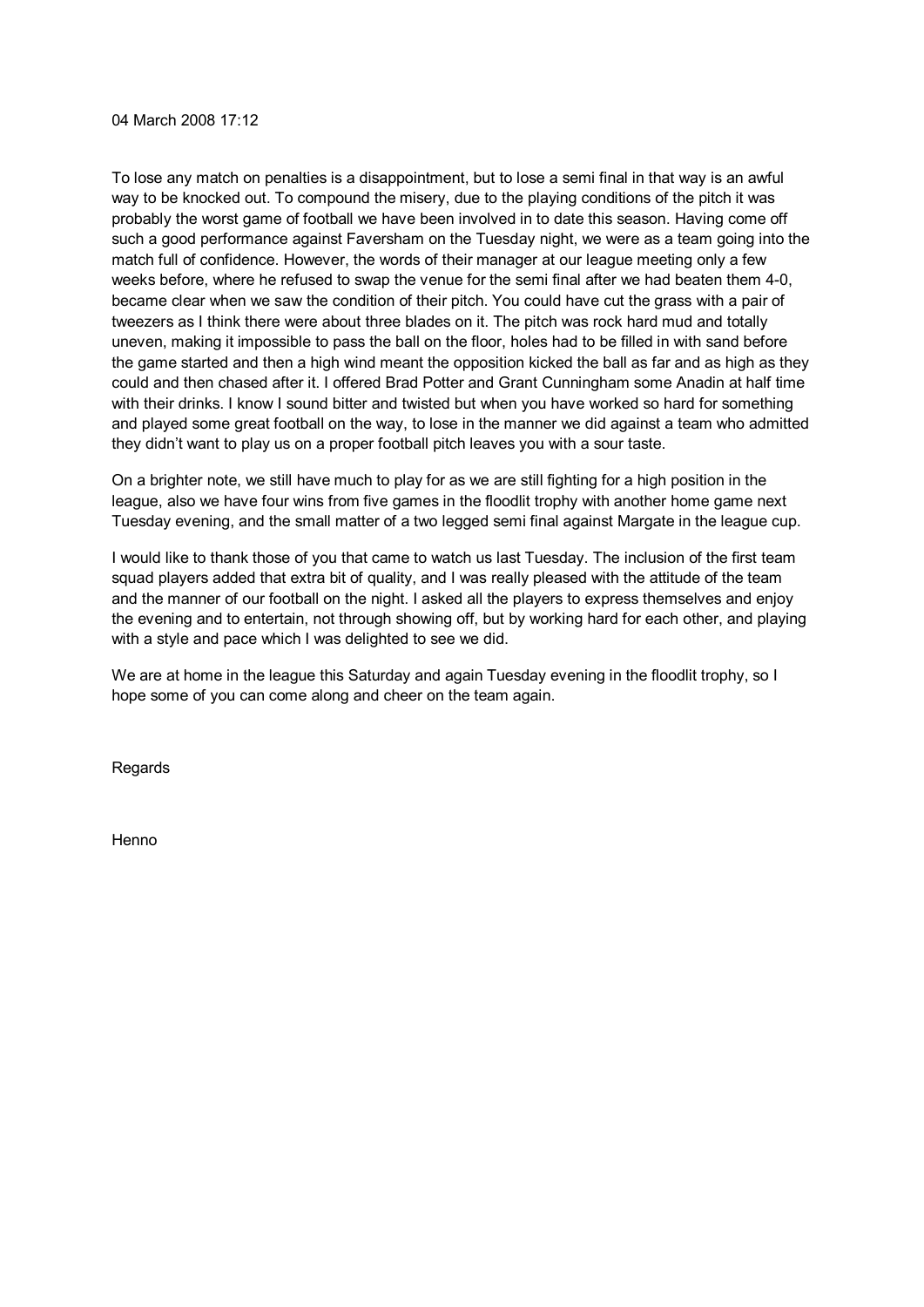04 March 2008 17:12

To lose any match on penalties is a disappointment, but to lose a semi final in that way is an awful way to be knocked out. To compound the misery, due to the playing conditions of the pitch it was probably the worst game of football we have been involved in to date this season. Having come off such a good performance against Faversham on the Tuesday night, we were as a team going into the match full of confidence. However, the words of their manager at our league meeting only a few weeks before, where he refused to swap the venue for the semi final after we had beaten them 4-0, became clear when we saw the condition of their pitch. You could have cut the grass with a pair of tweezers as I think there were about three blades on it. The pitch was rock hard mud and totally uneven, making it impossible to pass the ball on the floor, holes had to be filled in with sand before the game started and then a high wind meant the opposition kicked the ball as far and as high as they could and then chased after it. I offered Brad Potter and Grant Cunningham some Anadin at half time with their drinks. I know I sound bitter and twisted but when you have worked so hard for something and played some great football on the way, to lose in the manner we did against a team who admitted they didn't want to play us on a proper football pitch leaves you with a sour taste.

On a brighter note, we still have much to play for as we are still fighting for a high position in the league, also we have four wins from five games in the floodlit trophy with another home game next Tuesday evening, and the small matter of a two legged semi final against Margate in the league cup.

I would like to thank those of you that came to watch us last Tuesday. The inclusion of the first team squad players added that extra bit of quality, and I was really pleased with the attitude of the team and the manner of our football on the night. I asked all the players to express themselves and enjoy the evening and to entertain, not through showing off, but by working hard for each other, and playing with a style and pace which I was delighted to see we did.

We are at home in the league this Saturday and again Tuesday evening in the floodlit trophy, so I hope some of you can come along and cheer on the team again.

Regards

Henno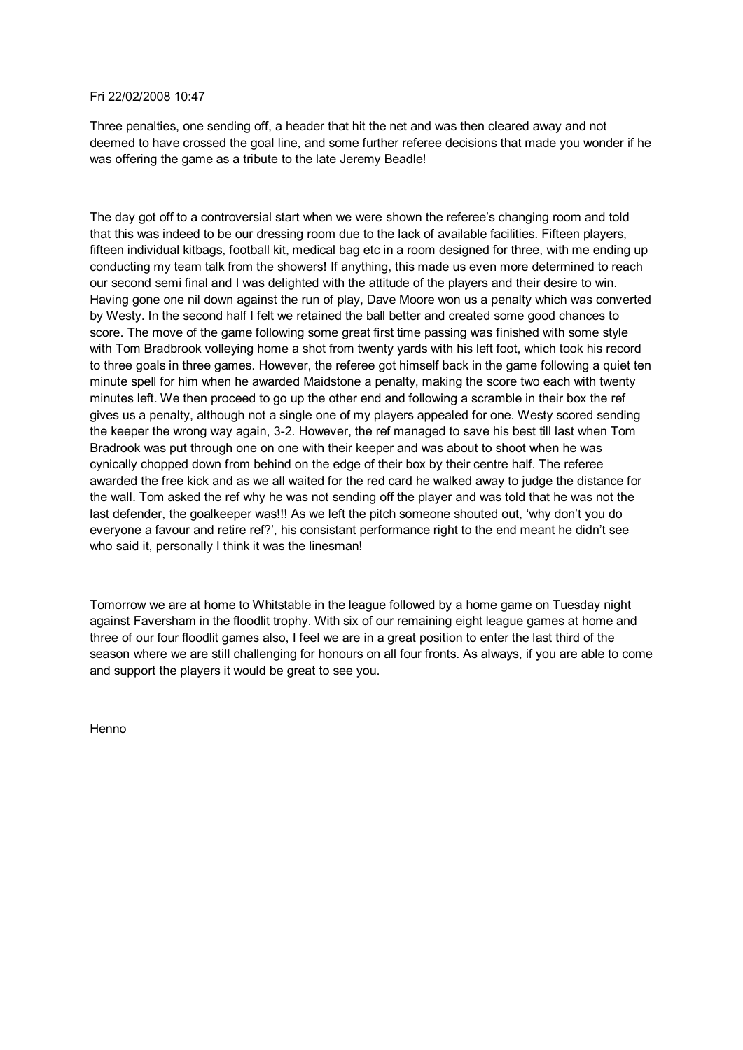Fri 22/02/2008 10:47

Three penalties, one sending off, a header that hit the net and was then cleared away and not deemed to have crossed the goal line, and some further referee decisions that made you wonder if he was offering the game as a tribute to the late Jeremy Beadle!

The day got off to a controversial start when we were shown the referee's changing room and told that this was indeed to be our dressing room due to the lack of available facilities. Fifteen players, fifteen individual kitbags, football kit, medical bag etc in a room designed for three, with me ending up conducting my team talk from the showers! If anything, this made us even more determined to reach our second semi final and I was delighted with the attitude of the players and their desire to win. Having gone one nil down against the run of play, Dave Moore won us a penalty which was converted by Westy. In the second half I felt we retained the ball better and created some good chances to score. The move of the game following some great first time passing was finished with some style with Tom Bradbrook volleying home a shot from twenty yards with his left foot, which took his record to three goals in three games. However, the referee got himself back in the game following a quiet ten minute spell for him when he awarded Maidstone a penalty, making the score two each with twenty minutes left. We then proceed to go up the other end and following a scramble in their box the ref gives us a penalty, although not a single one of my players appealed for one. Westy scored sending the keeper the wrong way again, 3-2. However, the ref managed to save his best till last when Tom Bradrook was put through one on one with their keeper and was about to shoot when he was cynically chopped down from behind on the edge of their box by their centre half. The referee awarded the free kick and as we all waited for the red card he walked away to judge the distance for the wall. Tom asked the ref why he was not sending off the player and was told that he was not the last defender, the goalkeeper was!!! As we left the pitch someone shouted out, 'why don't you do everyone a favour and retire ref?', his consistant performance right to the end meant he didn't see who said it, personally I think it was the linesman!

Tomorrow we are at home to Whitstable in the league followed by a home game on Tuesday night against Faversham in the floodlit trophy. With six of our remaining eight league games at home and three of our four floodlit games also, I feel we are in a great position to enter the last third of the season where we are still challenging for honours on all four fronts. As always, if you are able to come and support the players it would be great to see you.

Henno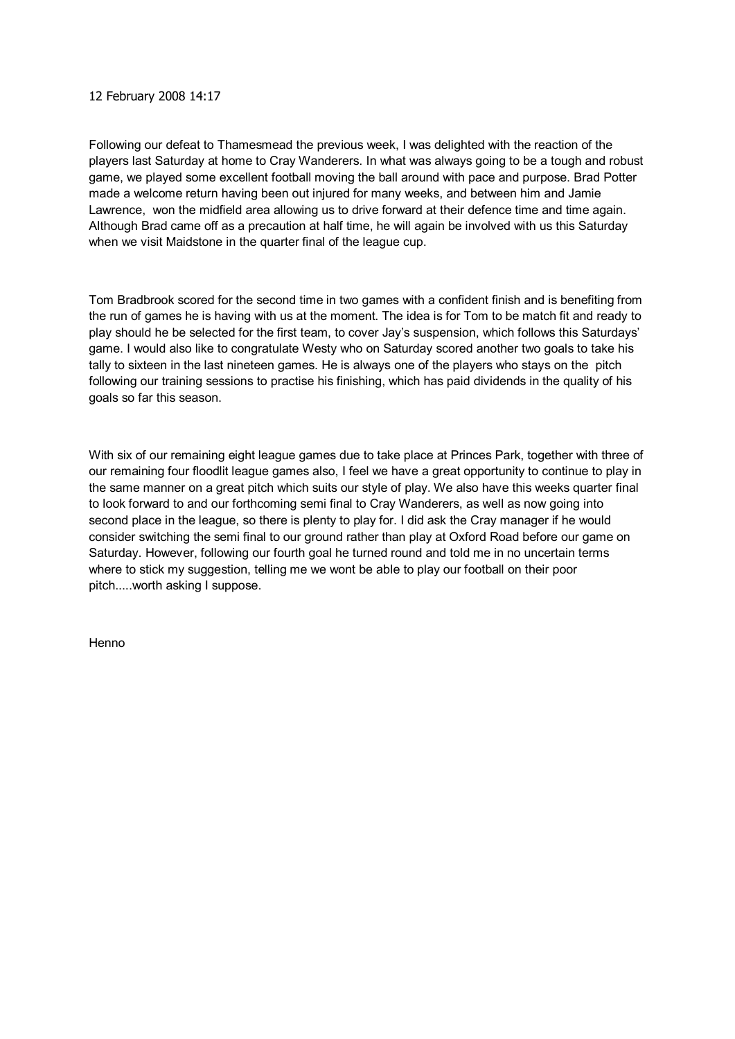12 February 2008 14:17

Following our defeat to Thamesmead the previous week, I was delighted with the reaction of the players last Saturday at home to Cray Wanderers. In what was always going to be a tough and robust game, we played some excellent football moving the ball around with pace and purpose. Brad Potter made a welcome return having been out injured for many weeks, and between him and Jamie Lawrence, won the midfield area allowing us to drive forward at their defence time and time again. Although Brad came off as a precaution at half time, he will again be involved with us this Saturday when we visit Maidstone in the quarter final of the league cup.

Tom Bradbrook scored for the second time in two games with a confident finish and is benefiting from the run of games he is having with us at the moment. The idea is for Tom to be match fit and ready to play should he be selected for the first team, to cover Jay's suspension, which follows this Saturdays' game. I would also like to congratulate Westy who on Saturday scored another two goals to take his tally to sixteen in the last nineteen games. He is always one of the players who stays on the pitch following our training sessions to practise his finishing, which has paid dividends in the quality of his goals so far this season.

With six of our remaining eight league games due to take place at Princes Park, together with three of our remaining four floodlit league games also, I feel we have a great opportunity to continue to play in the same manner on a great pitch which suits our style of play. We also have this weeks quarter final to look forward to and our forthcoming semi final to Cray Wanderers, as well as now going into second place in the league, so there is plenty to play for. I did ask the Cray manager if he would consider switching the semi final to our ground rather than play at Oxford Road before our game on Saturday. However, following our fourth goal he turned round and told me in no uncertain terms where to stick my suggestion, telling me we wont be able to play our football on their poor pitch.....worth asking I suppose.

Henno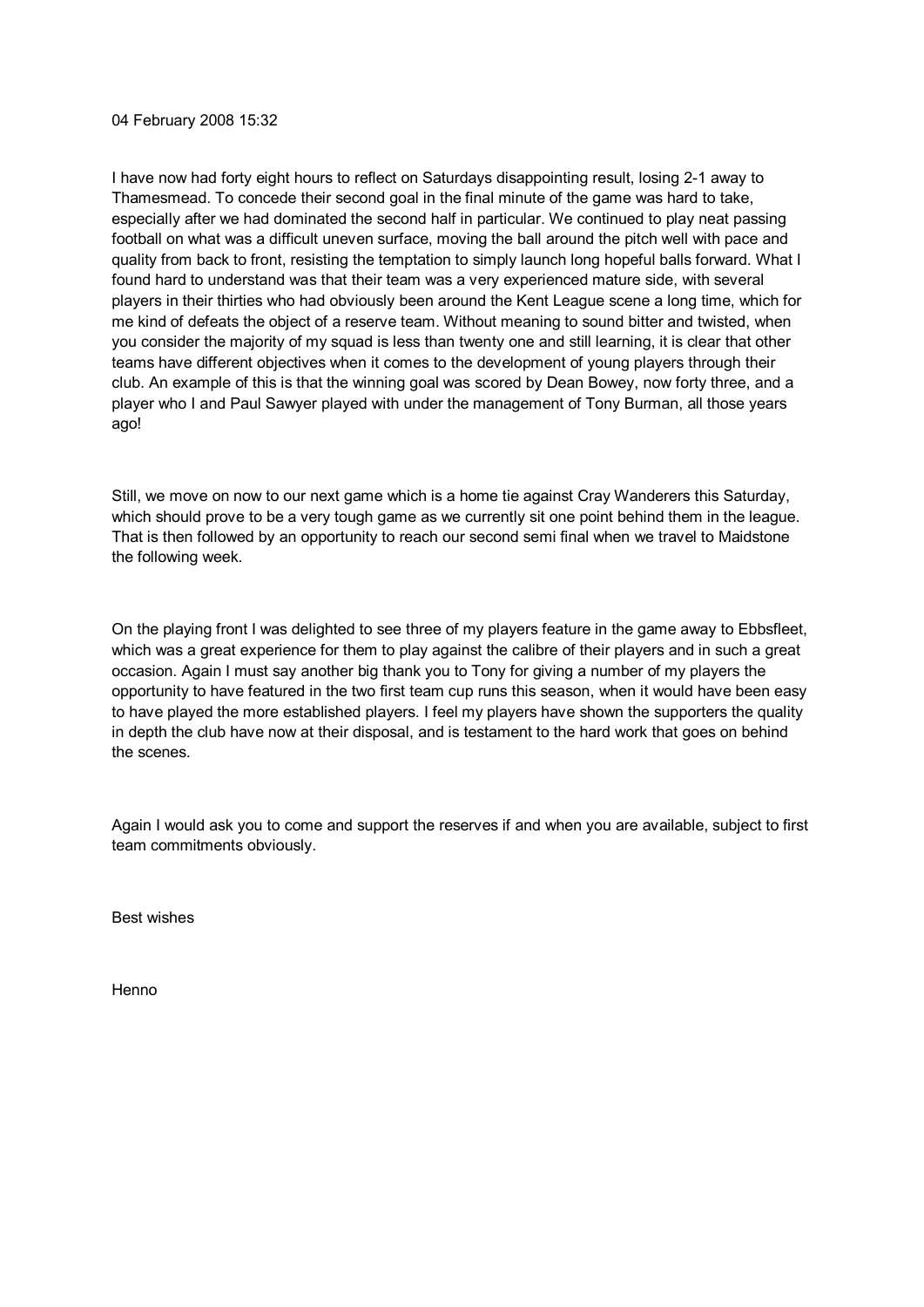04 February 2008 15:32

I have now had forty eight hours to reflect on Saturdays disappointing result, losing 2-1 away to Thamesmead. To concede their second goal in the final minute of the game was hard to take, especially after we had dominated the second half in particular. We continued to play neat passing football on what was a difficult uneven surface, moving the ball around the pitch well with pace and quality from back to front, resisting the temptation to simply launch long hopeful balls forward. What I found hard to understand was that their team was a very experienced mature side, with several players in their thirties who had obviously been around the Kent League scene a long time, which for me kind of defeats the object of a reserve team. Without meaning to sound bitter and twisted, when you consider the majority of my squad is less than twenty one and still learning, it is clear that other teams have different objectives when it comes to the development of young players through their club. An example of this is that the winning goal was scored by Dean Bowey, now forty three, and a player who I and Paul Sawyer played with under the management of Tony Burman, all those years ago!

Still, we move on now to our next game which is a home tie against Cray Wanderers this Saturday, which should prove to be a very tough game as we currently sit one point behind them in the league. That is then followed by an opportunity to reach our second semi final when we travel to Maidstone the following week.

On the playing front I was delighted to see three of my players feature in the game away to Ebbsfleet, which was a great experience for them to play against the calibre of their players and in such a great occasion. Again I must say another big thank you to Tony for giving a number of my players the opportunity to have featured in the two first team cup runs this season, when it would have been easy to have played the more established players. I feel my players have shown the supporters the quality in depth the club have now at their disposal, and is testament to the hard work that goes on behind the scenes.

Again I would ask you to come and support the reserves if and when you are available, subject to first team commitments obviously.

Best wishes

Henno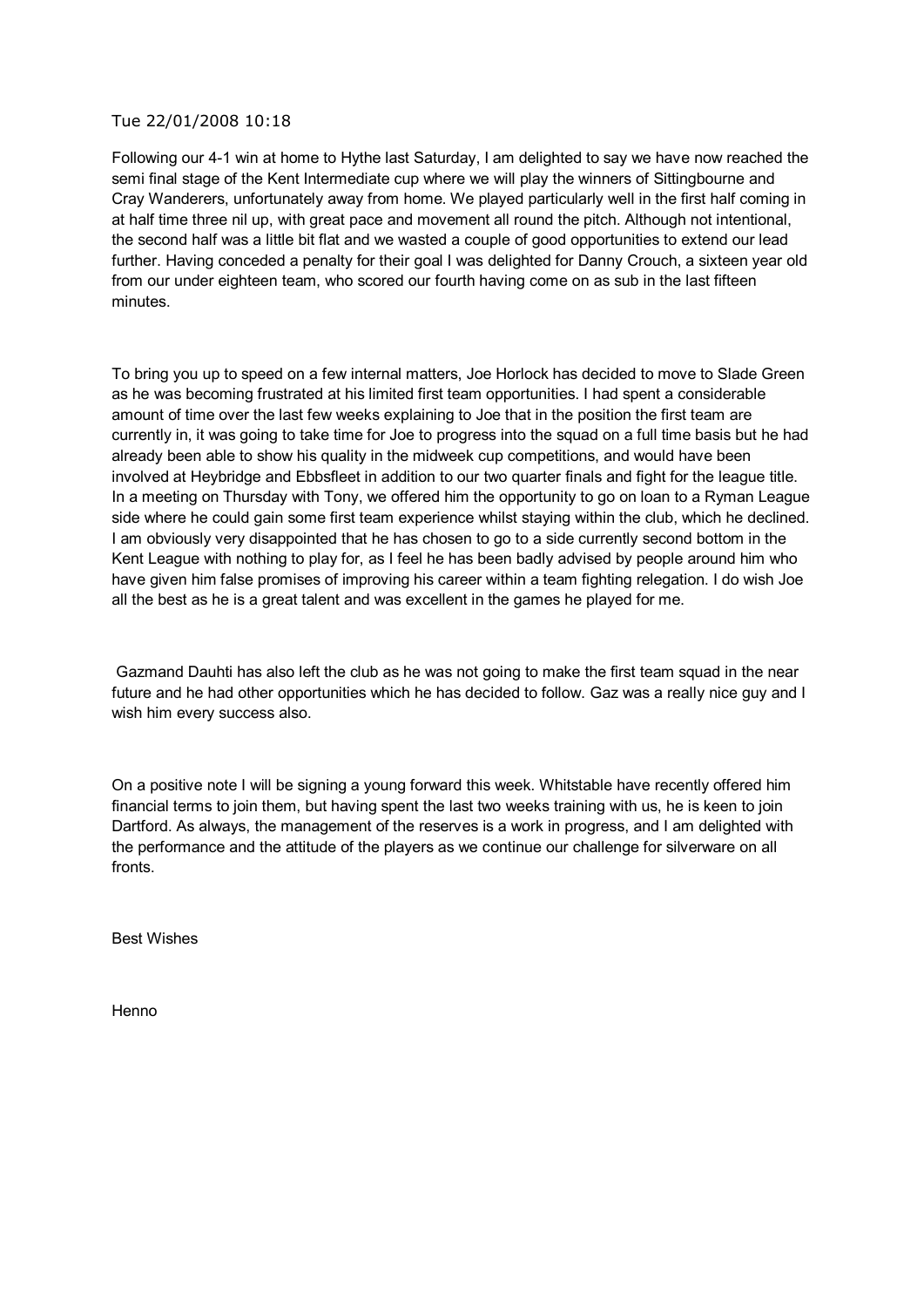Tue 22/01/2008 10:18

Following our 4-1 win at home to Hythe last Saturday, I am delighted to say we have now reached the semi final stage of the Kent Intermediate cup where we will play the winners of Sittingbourne and Cray Wanderers, unfortunately away from home. We played particularly well in the first half coming in at half time three nil up, with great pace and movement all round the pitch. Although not intentional, the second half was a little bit flat and we wasted a couple of good opportunities to extend our lead further. Having conceded a penalty for their goal I was delighted for Danny Crouch, a sixteen year old from our under eighteen team, who scored our fourth having come on as sub in the last fifteen minutes.

To bring you up to speed on a few internal matters, Joe Horlock has decided to move to Slade Green as he was becoming frustrated at his limited first team opportunities. I had spent a considerable amount of time over the last few weeks explaining to Joe that in the position the first team are currently in, it was going to take time for Joe to progress into the squad on a full time basis but he had already been able to show his quality in the midweek cup competitions, and would have been involved at Heybridge and Ebbsfleet in addition to our two quarter finals and fight for the league title. In a meeting on Thursday with Tony, we offered him the opportunity to go on loan to a Ryman League side where he could gain some first team experience whilst staying within the club, which he declined. I am obviously very disappointed that he has chosen to go to a side currently second bottom in the Kent League with nothing to play for, as I feel he has been badly advised by people around him who have given him false promises of improving his career within a team fighting relegation. I do wish Joe all the best as he is a great talent and was excellent in the games he played for me.

Gazmand Dauhti has also left the club as he was not going to make the first team squad in the near future and he had other opportunities which he has decided to follow. Gaz was a really nice guy and I wish him every success also.

On a positive note I will be signing a young forward this week. Whitstable have recently offered him financial terms to join them, but having spent the last two weeks training with us, he is keen to join Dartford. As always, the management of the reserves is a work in progress, and I am delighted with the performance and the attitude of the players as we continue our challenge for silverware on all fronts.

Best Wishes

Henno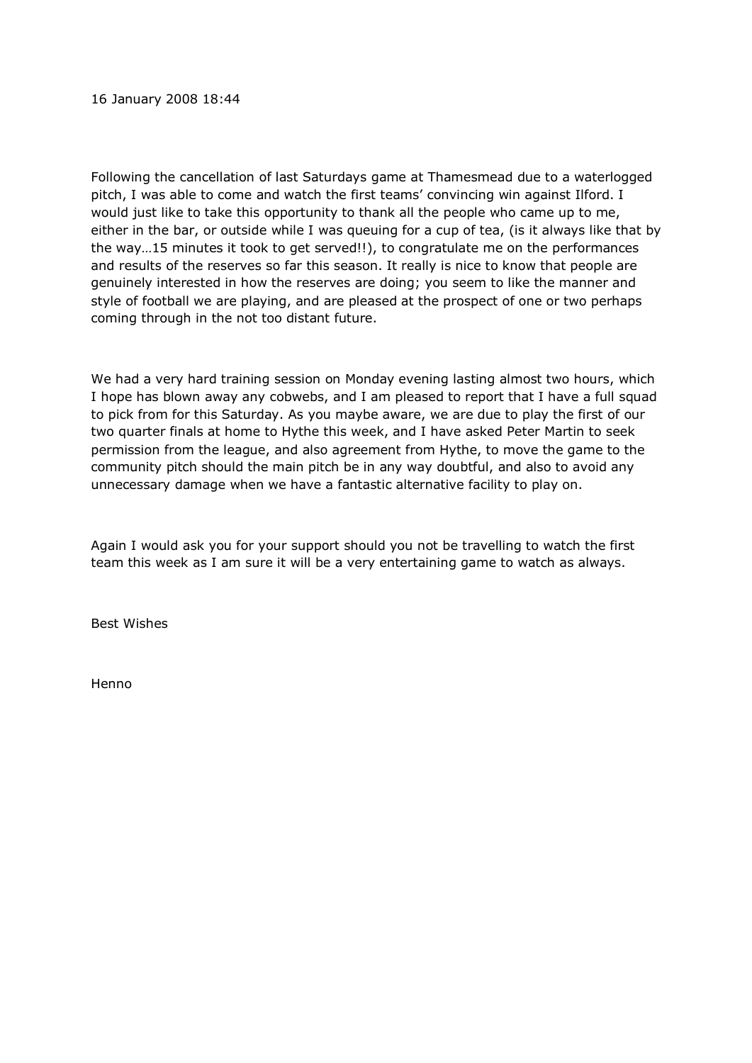16 January 2008 18:44

Following the cancellation of last Saturdays game at Thamesmead due to a waterlogged pitch, I was able to come and watch the first teams' convincing win against Ilford. I would just like to take this opportunity to thank all the people who came up to me, either in the bar, or outside while I was queuing for a cup of tea, (is it always like that by the way…15 minutes it took to get served!!), to congratulate me on the performances and results of the reserves so far this season. It really is nice to know that people are genuinely interested in how the reserves are doing; you seem to like the manner and style of football we are playing, and are pleased at the prospect of one or two perhaps coming through in the not too distant future.

We had a very hard training session on Monday evening lasting almost two hours, which I hope has blown away any cobwebs, and I am pleased to report that I have a full squad to pick from for this Saturday. As you maybe aware, we are due to play the first of our two quarter finals at home to Hythe this week, and I have asked Peter Martin to seek permission from the league, and also agreement from Hythe, to move the game to the community pitch should the main pitch be in any way doubtful, and also to avoid any unnecessary damage when we have a fantastic alternative facility to play on.

Again I would ask you for your support should you not be travelling to watch the first team this week as I am sure it will be a very entertaining game to watch as always.

Best Wishes

Henno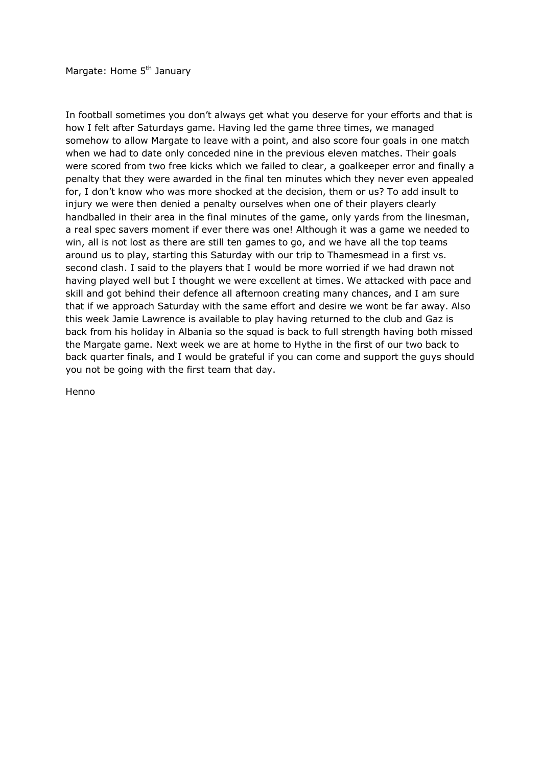Margate: Home 5th January

In football sometimes you don't always get what you deserve for your efforts and that is how I felt after Saturdays game. Having led the game three times, we managed somehow to allow Margate to leave with a point, and also score four goals in one match when we had to date only conceded nine in the previous eleven matches. Their goals were scored from two free kicks which we failed to clear, a goalkeeper error and finally a penalty that they were awarded in the final ten minutes which they never even appealed for, I don't know who was more shocked at the decision, them or us? To add insult to injury we were then denied a penalty ourselves when one of their players clearly handballed in their area in the final minutes of the game, only yards from the linesman, a real spec savers moment if ever there was one! Although it was a game we needed to win, all is not lost as there are still ten games to go, and we have all the top teams around us to play, starting this Saturday with our trip to Thamesmead in a first vs. second clash. I said to the players that I would be more worried if we had drawn not having played well but I thought we were excellent at times. We attacked with pace and skill and got behind their defence all afternoon creating many chances, and I am sure that if we approach Saturday with the same effort and desire we wont be far away. Also this week Jamie Lawrence is available to play having returned to the club and Gaz is back from his holiday in Albania so the squad is back to full strength having both missed the Margate game. Next week we are at home to Hythe in the first of our two back to back quarter finals, and I would be grateful if you can come and support the guys should you not be going with the first team that day.

Henno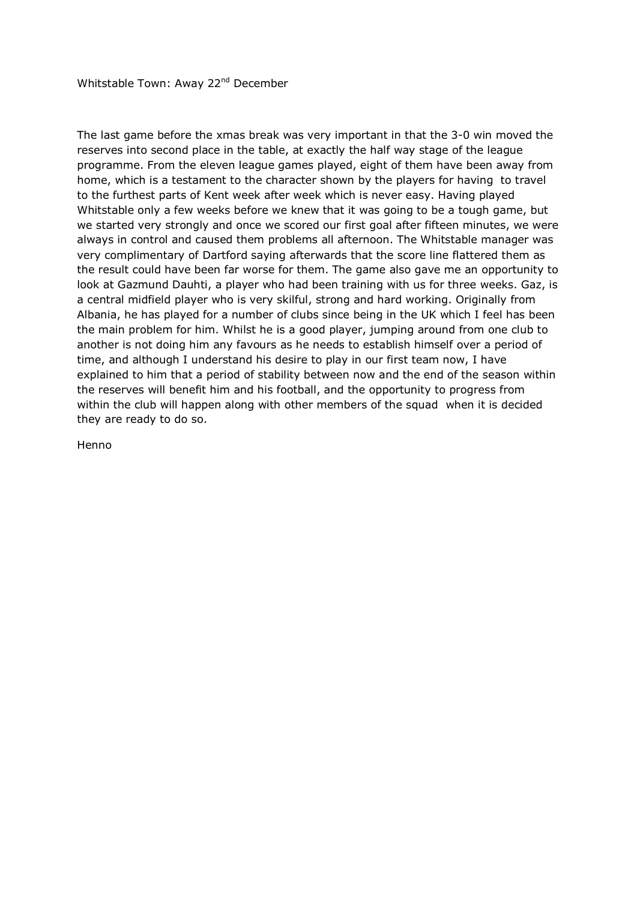Whitstable Town: Away 22nd December

The last game before the xmas break was very important in that the 3-0 win moved the reserves into second place in the table, at exactly the half way stage of the league programme. From the eleven league games played, eight of them have been away from home, which is a testament to the character shown by the players for having to travel to the furthest parts of Kent week after week which is never easy. Having played Whitstable only a few weeks before we knew that it was going to be a tough game, but we started very strongly and once we scored our first goal after fifteen minutes, we were always in control and caused them problems all afternoon. The Whitstable manager was very complimentary of Dartford saying afterwards that the score line flattered them as the result could have been far worse for them. The game also gave me an opportunity to look at Gazmund Dauhti, a player who had been training with us for three weeks. Gaz, is a central midfield player who is very skilful, strong and hard working. Originally from Albania, he has played for a number of clubs since being in the UK which I feel has been the main problem for him. Whilst he is a good player, jumping around from one club to another is not doing him any favours as he needs to establish himself over a period of time, and although I understand his desire to play in our first team now, I have explained to him that a period of stability between now and the end of the season within the reserves will benefit him and his football, and the opportunity to progress from within the club will happen along with other members of the squad when it is decided they are ready to do so.

Henno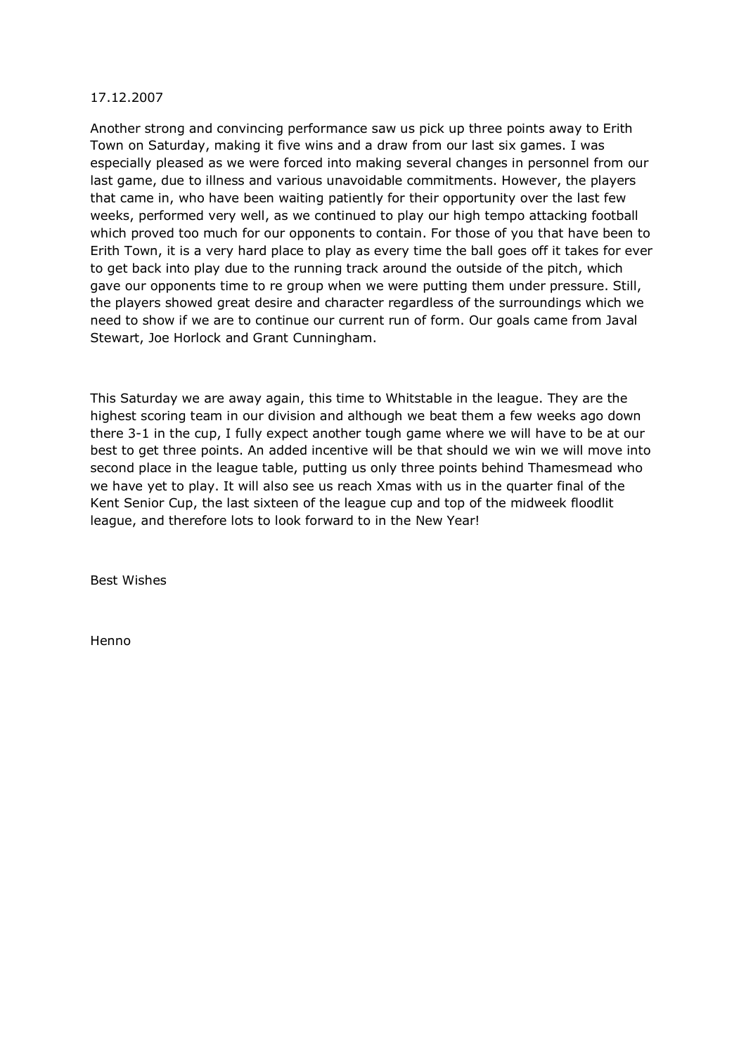17.12.2007

Another strong and convincing performance saw us pick up three points away to Erith Town on Saturday, making it five wins and a draw from our last six games. I was especially pleased as we were forced into making several changes in personnel from our last game, due to illness and various unavoidable commitments. However, the players that came in, who have been waiting patiently for their opportunity over the last few weeks, performed very well, as we continued to play our high tempo attacking football which proved too much for our opponents to contain. For those of you that have been to Erith Town, it is a very hard place to play as every time the ball goes off it takes for ever to get back into play due to the running track around the outside of the pitch, which gave our opponents time to re group when we were putting them under pressure. Still, the players showed great desire and character regardless of the surroundings which we need to show if we are to continue our current run of form. Our goals came from Javal Stewart, Joe Horlock and Grant Cunningham.

This Saturday we are away again, this time to Whitstable in the league. They are the highest scoring team in our division and although we beat them a few weeks ago down there 3-1 in the cup, I fully expect another tough game where we will have to be at our best to get three points. An added incentive will be that should we win we will move into second place in the league table, putting us only three points behind Thamesmead who we have yet to play. It will also see us reach Xmas with us in the quarter final of the Kent Senior Cup, the last sixteen of the league cup and top of the midweek floodlit league, and therefore lots to look forward to in the New Year!

Best Wishes

Henno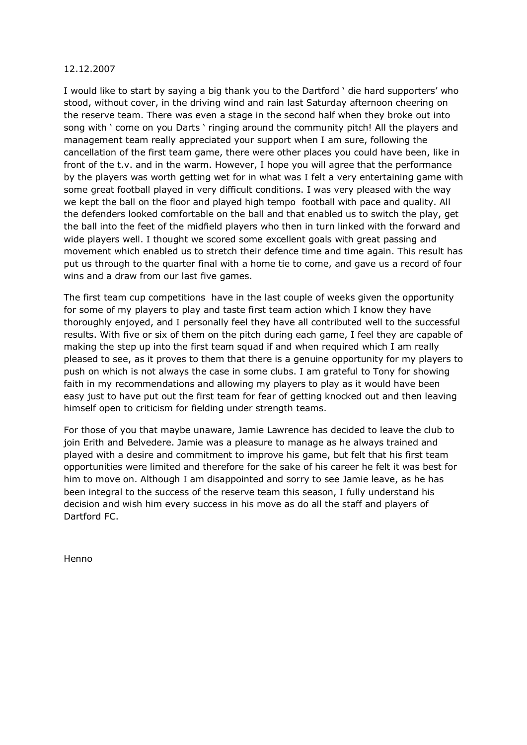12.12.2007

I would like to start by saying a big thank you to the Dartford ' die hard supporters' who stood, without cover, in the driving wind and rain last Saturday afternoon cheering on the reserve team. There was even a stage in the second half when they broke out into song with ' come on you Darts ' ringing around the community pitch! All the players and management team really appreciated your support when I am sure, following the cancellation of the first team game, there were other places you could have been, like in front of the t.v. and in the warm. However, I hope you will agree that the performance by the players was worth getting wet for in what was I felt a very entertaining game with some great football played in very difficult conditions. I was very pleased with the way we kept the ball on the floor and played high tempo football with pace and quality. All the defenders looked comfortable on the ball and that enabled us to switch the play, get the ball into the feet of the midfield players who then in turn linked with the forward and wide players well. I thought we scored some excellent goals with great passing and movement which enabled us to stretch their defence time and time again. This result has put us through to the quarter final with a home tie to come, and gave us a record of four wins and a draw from our last five games.

The first team cup competitions have in the last couple of weeks given the opportunity for some of my players to play and taste first team action which I know they have thoroughly enjoyed, and I personally feel they have all contributed well to the successful results. With five or six of them on the pitch during each game, I feel they are capable of making the step up into the first team squad if and when required which I am really pleased to see, as it proves to them that there is a genuine opportunity for my players to push on which is not always the case in some clubs. I am grateful to Tony for showing faith in my recommendations and allowing my players to play as it would have been easy just to have put out the first team for fear of getting knocked out and then leaving himself open to criticism for fielding under strength teams.

For those of you that maybe unaware, Jamie Lawrence has decided to leave the club to join Erith and Belvedere. Jamie was a pleasure to manage as he always trained and played with a desire and commitment to improve his game, but felt that his first team opportunities were limited and therefore for the sake of his career he felt it was best for him to move on. Although I am disappointed and sorry to see Jamie leave, as he has been integral to the success of the reserve team this season, I fully understand his decision and wish him every success in his move as do all the staff and players of Dartford FC.

Henno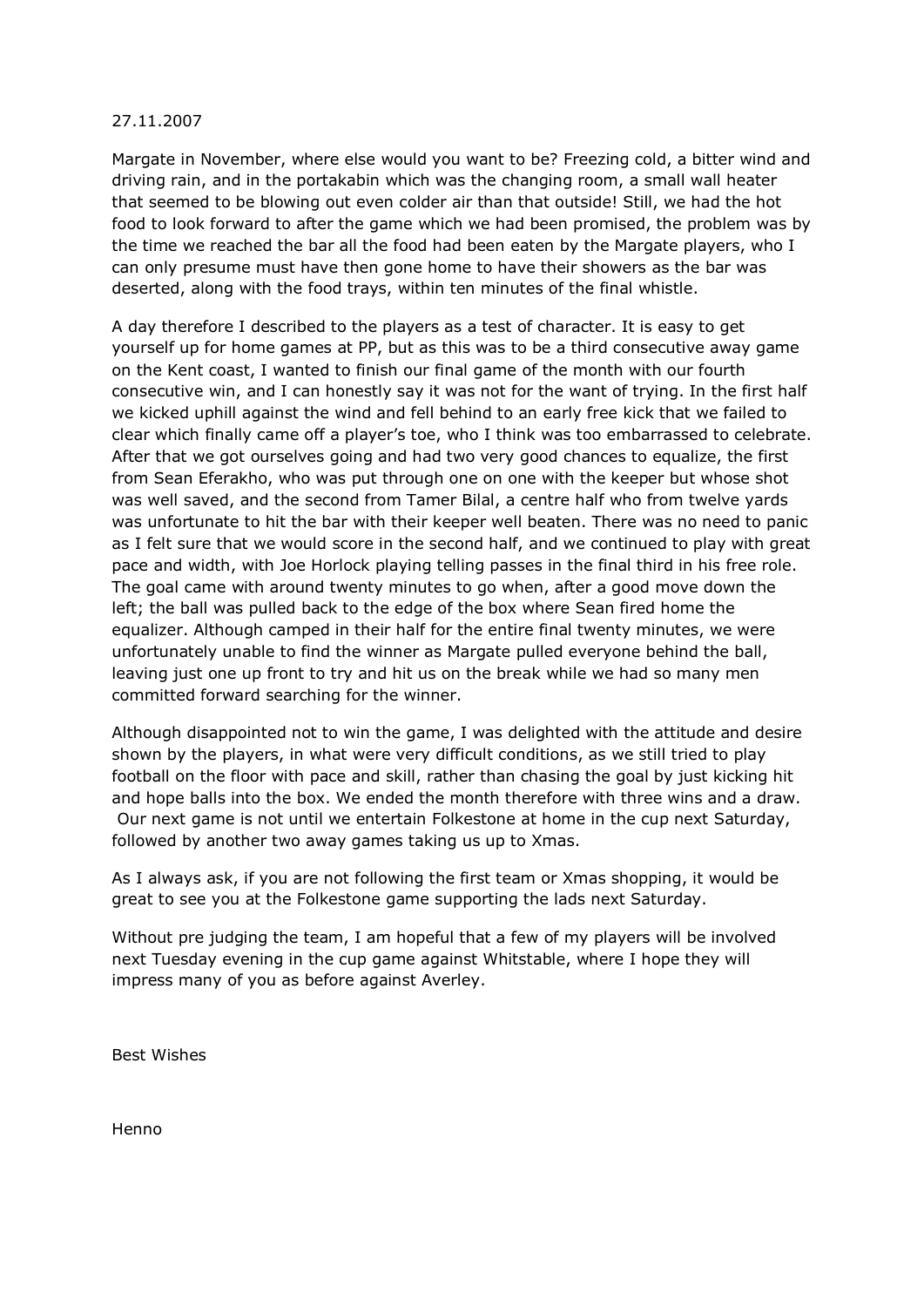27.11.2007

Margate in November, where else would you want to be? Freezing cold, a bitter wind and driving rain, and in the portakabin which was the changing room, a small wall heater that seemed to be blowing out even colder air than that outside! Still, we had the hot food to look forward to after the game which we had been promised, the problem was by the time we reached the bar all the food had been eaten by the Margate players, who I can only presume must have then gone home to have their showers as the bar was deserted, along with the food trays, within ten minutes of the final whistle.

A day therefore I described to the players as a test of character. It is easy to get yourself up for home games at PP, but as this was to be a third consecutive away game on the Kent coast, I wanted to finish our final game of the month with our fourth consecutive win, and I can honestly say it was not for the want of trying. In the first half we kicked uphill against the wind and fell behind to an early free kick that we failed to clear which finally came off a player's toe, who I think was too embarrassed to celebrate. After that we got ourselves going and had two very good chances to equalize, the first from Sean Eferakho, who was put through one on one with the keeper but whose shot was well saved, and the second from Tamer Bilal, a centre half who from twelve yards was unfortunate to hit the bar with their keeper well beaten. There was no need to panic as I felt sure that we would score in the second half, and we continued to play with great pace and width, with Joe Horlock playing telling passes in the final third in his free role. The goal came with around twenty minutes to go when, after a good move down the left; the ball was pulled back to the edge of the box where Sean fired home the equalizer. Although camped in their half for the entire final twenty minutes, we were unfortunately unable to find the winner as Margate pulled everyone behind the ball, leaving just one up front to try and hit us on the break while we had so many men committed forward searching for the winner.

Although disappointed not to win the game, I was delighted with the attitude and desire shown by the players, in what were very difficult conditions, as we still tried to play football on the floor with pace and skill, rather than chasing the goal by just kicking hit and hope balls into the box. We ended the month therefore with three wins and a draw. Our next game is not until we entertain Folkestone at home in the cup next Saturday, followed by another two away games taking us up to Xmas.

As I always ask, if you are not following the first team or Xmas shopping, it would be great to see you at the Folkestone game supporting the lads next Saturday.

Without pre judging the team, I am hopeful that a few of my players will be involved next Tuesday evening in the cup game against Whitstable, where I hope they will impress many of you as before against Averley.

Best Wishes

Henno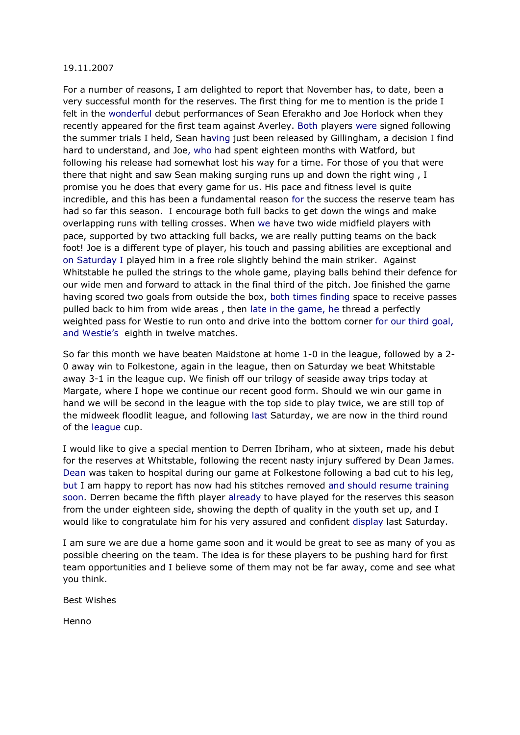19.11.2007

For a number of reasons, I am delighted to report that November has, to date, been a very successful month for the reserves. The first thing for me to mention is the pride I felt in the wonderful debut performances of Sean Eferakho and Joe Horlock when they recently appeared for the first team against Averley. Both players were signed following the summer trials I held, Sean having just been released by Gillingham, a decision I find hard to understand, and Joe, who had spent eighteen months with Watford, but following his release had somewhat lost his way for a time. For those of you that were there that night and saw Sean making surging runs up and down the right wing , I promise you he does that every game for us. His pace and fitness level is quite incredible, and this has been a fundamental reason for the success the reserve team has had so far this season.  I encourage both full backs to get down the wings and make overlapping runs with telling crosses. When we have two wide midfield players with pace, supported by two attacking full backs, we are really putting teams on the back foot! Joe is a different type of player, his touch and passing abilities are exceptional and on Saturday I played him in a free role slightly behind the main striker.  Against Whitstable he pulled the strings to the whole game, playing balls behind their defence for our wide men and forward to attack in the final third of the pitch. Joe finished the game having scored two goals from outside the box, both times finding space to receive passes pulled back to him from wide areas , then late in the game, he thread a perfectly weighted pass for Westie to run onto and drive into the bottom corner for our third goal, and Westie's  eighth in twelve matches.

So far this month we have beaten Maidstone at home 1-0 in the league, followed by a 2-0 away win to Folkestone, again in the league, then on Saturday we beat Whitstable away 3-1 in the league cup. We finish off our trilogy of seaside away trips today at Margate, where I hope we continue our recent good form. Should we win our game in hand we will be second in the league with the top side to play twice, we are still top of the midweek floodlit league, and following last Saturday, we are now in the third round of the league cup.

I would like to give a special mention to Derren Ibriham, who at sixteen, made his debut for the reserves at Whitstable, following the recent nasty injury suffered by Dean James. Dean was taken to hospital during our game at Folkestone following a bad cut to his leg, but I am happy to report has now had his stitches removed and should resume training soon. Derren became the fifth player already to have played for the reserves this season from the under eighteen side, showing the depth of quality in the youth set up, and I would like to congratulate him for his very assured and confident display last Saturday.

I am sure we are due a home game soon and it would be great to see as many of you as possible cheering on the team. The idea is for these players to be pushing hard for first team opportunities and I believe some of them may not be far away, come and see what you think.

Best Wishes

Henno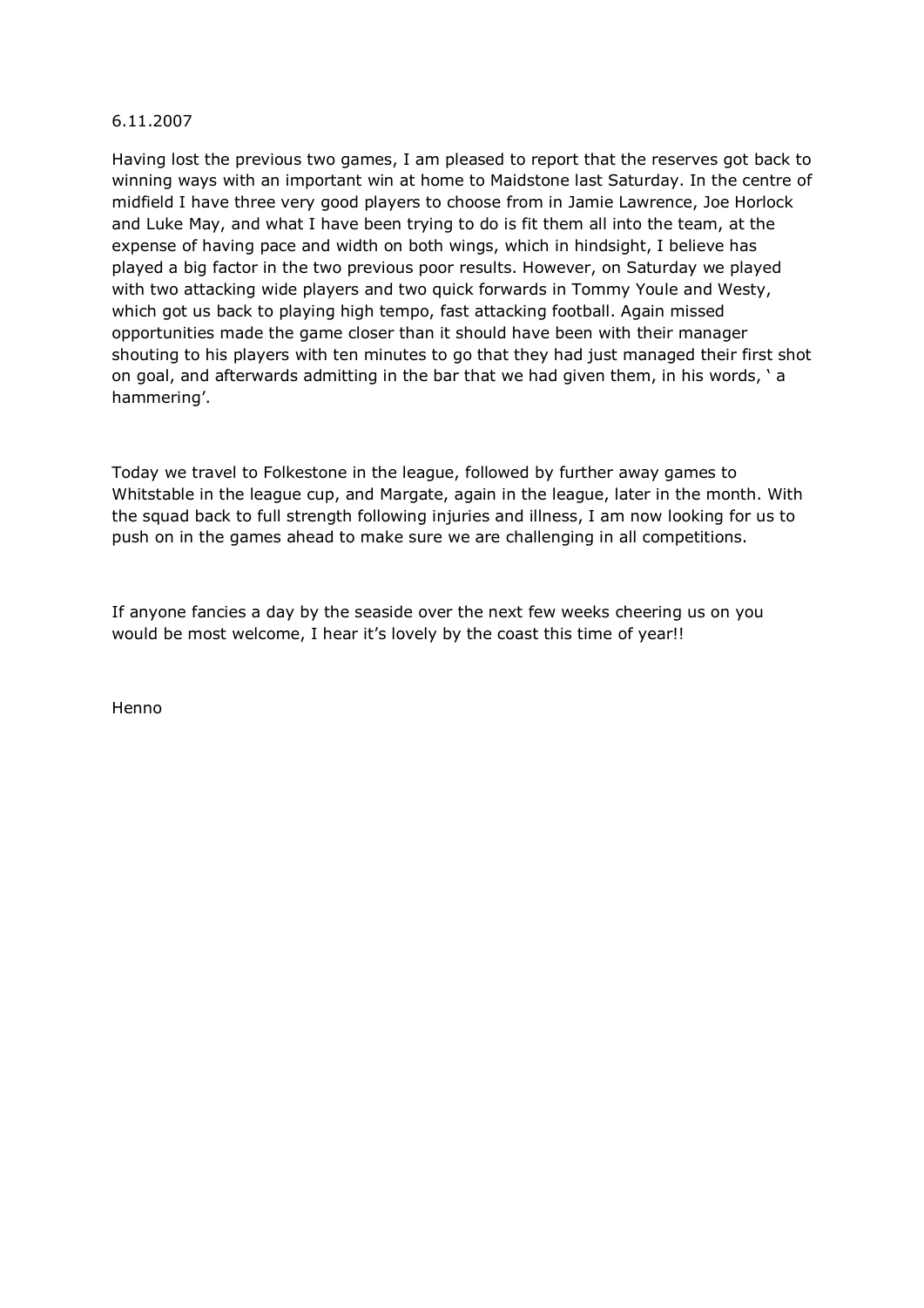6.11.2007

Having lost the previous two games, I am pleased to report that the reserves got back to winning ways with an important win at home to Maidstone last Saturday. In the centre of midfield I have three very good players to choose from in Jamie Lawrence, Joe Horlock and Luke May, and what I have been trying to do is fit them all into the team, at the expense of having pace and width on both wings, which in hindsight, I believe has played a big factor in the two previous poor results. However, on Saturday we played with two attacking wide players and two quick forwards in Tommy Youle and Westy, which got us back to playing high tempo, fast attacking football. Again missed opportunities made the game closer than it should have been with their manager shouting to his players with ten minutes to go that they had just managed their first shot on goal, and afterwards admitting in the bar that we had given them, in his words, ' a hammering'.

Today we travel to Folkestone in the league, followed by further away games to Whitstable in the league cup, and Margate, again in the league, later in the month. With the squad back to full strength following injuries and illness, I am now looking for us to push on in the games ahead to make sure we are challenging in all competitions.

If anyone fancies a day by the seaside over the next few weeks cheering us on you would be most welcome, I hear it's lovely by the coast this time of year!!

Henno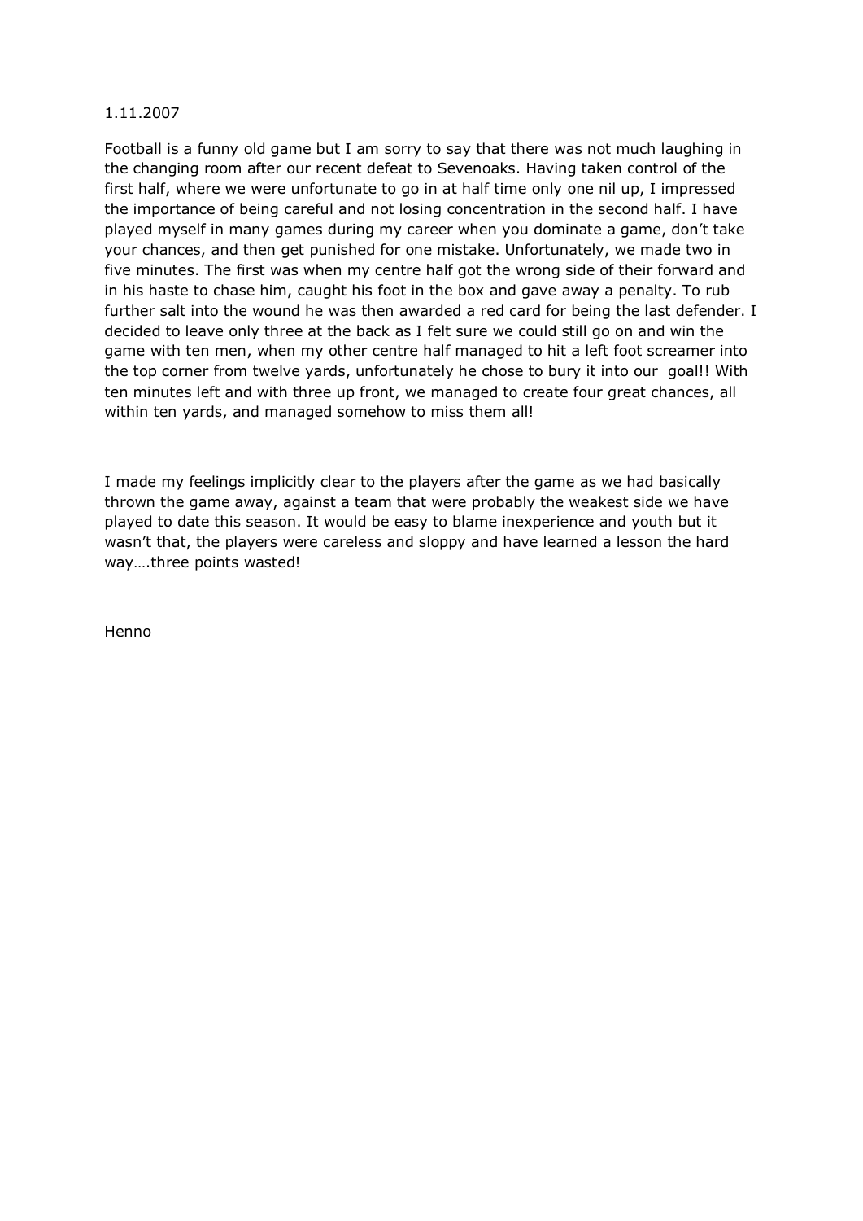1.11.2007

Football is a funny old game but I am sorry to say that there was not much laughing in the changing room after our recent defeat to Sevenoaks. Having taken control of the first half, where we were unfortunate to go in at half time only one nil up, I impressed the importance of being careful and not losing concentration in the second half. I have played myself in many games during my career when you dominate a game, don't take your chances, and then get punished for one mistake. Unfortunately, we made two in five minutes. The first was when my centre half got the wrong side of their forward and in his haste to chase him, caught his foot in the box and gave away a penalty. To rub further salt into the wound he was then awarded a red card for being the last defender. I decided to leave only three at the back as I felt sure we could still go on and win the game with ten men, when my other centre half managed to hit a left foot screamer into the top corner from twelve yards, unfortunately he chose to bury it into our goal!! With ten minutes left and with three up front, we managed to create four great chances, all within ten yards, and managed somehow to miss them all!

I made my feelings implicitly clear to the players after the game as we had basically thrown the game away, against a team that were probably the weakest side we have played to date this season. It would be easy to blame inexperience and youth but it wasn't that, the players were careless and sloppy and have learned a lesson the hard way….three points wasted!

Henno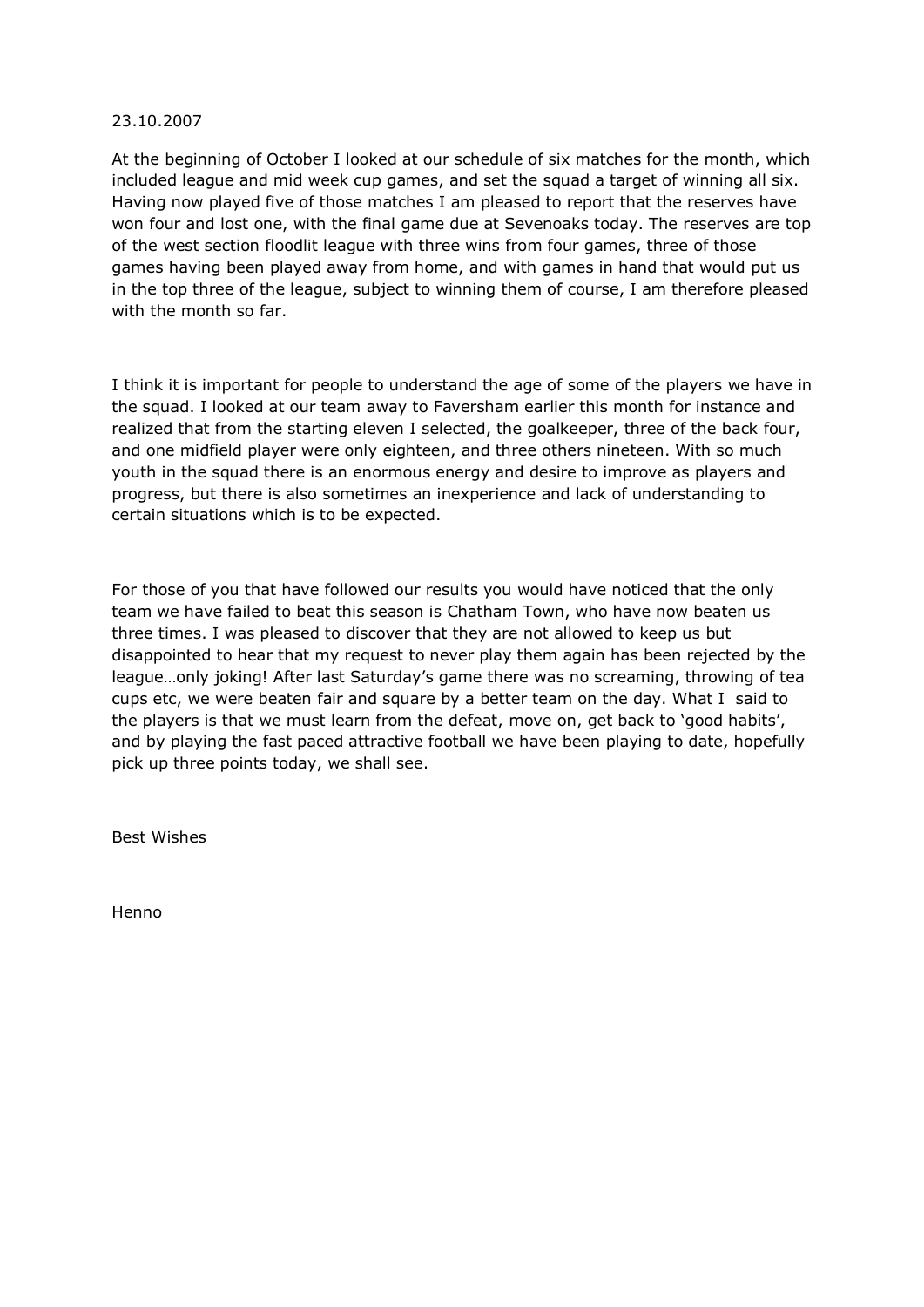23.10.2007

At the beginning of October I looked at our schedule of six matches for the month, which included league and mid week cup games, and set the squad a target of winning all six. Having now played five of those matches I am pleased to report that the reserves have won four and lost one, with the final game due at Sevenoaks today. The reserves are top of the west section floodlit league with three wins from four games, three of those games having been played away from home, and with games in hand that would put us in the top three of the league, subject to winning them of course, I am therefore pleased with the month so far.

I think it is important for people to understand the age of some of the players we have in the squad. I looked at our team away to Faversham earlier this month for instance and realized that from the starting eleven I selected, the goalkeeper, three of the back four, and one midfield player were only eighteen, and three others nineteen. With so much youth in the squad there is an enormous energy and desire to improve as players and progress, but there is also sometimes an inexperience and lack of understanding to certain situations which is to be expected.

For those of you that have followed our results you would have noticed that the only team we have failed to beat this season is Chatham Town, who have now beaten us three times. I was pleased to discover that they are not allowed to keep us but disappointed to hear that my request to never play them again has been rejected by the league…only joking! After last Saturday's game there was no screaming, throwing of tea cups etc, we were beaten fair and square by a better team on the day. What I said to the players is that we must learn from the defeat, move on, get back to 'good habits', and by playing the fast paced attractive football we have been playing to date, hopefully pick up three points today, we shall see.

Best Wishes

Henno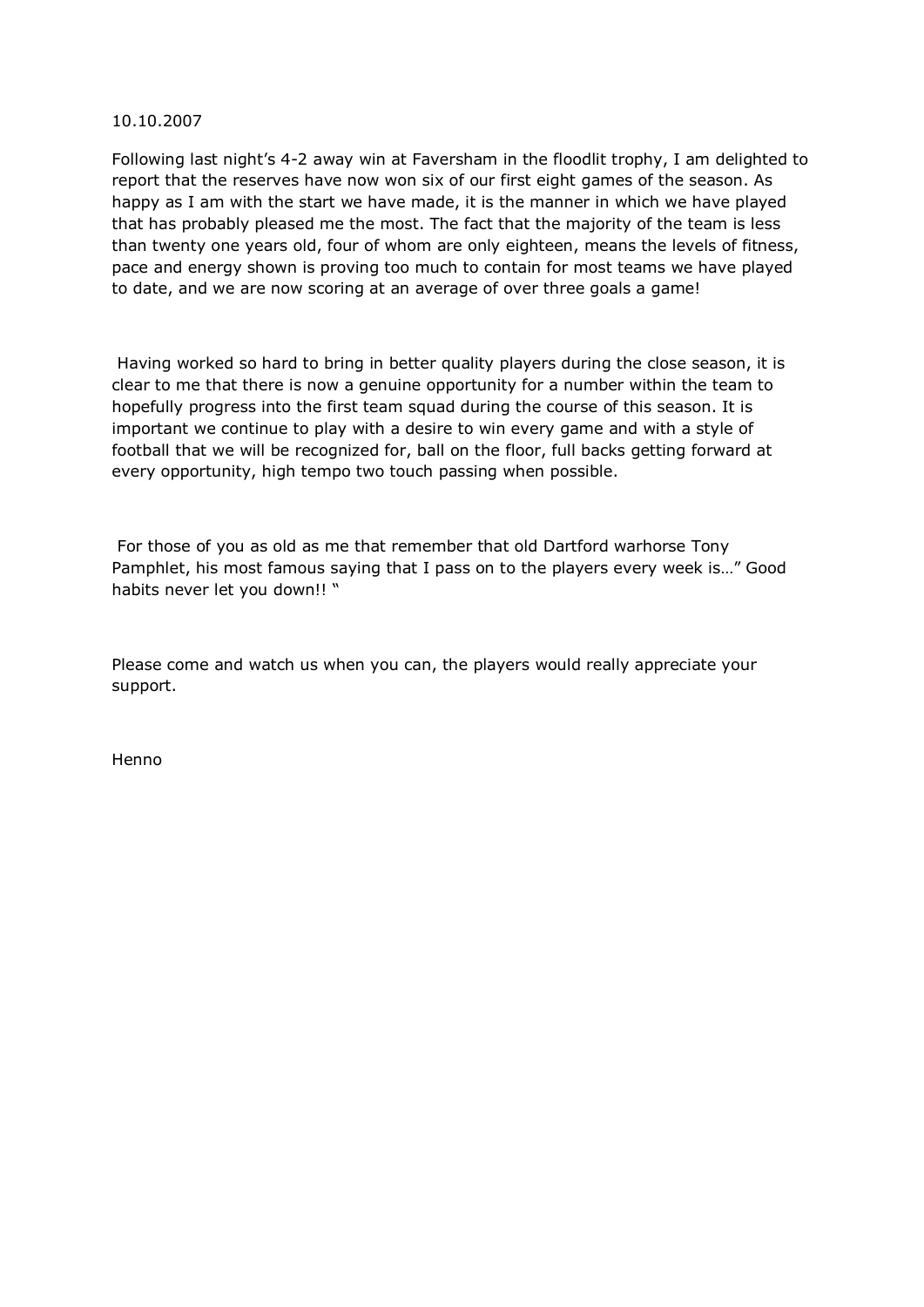10.10.2007

Following last night's 4-2 away win at Faversham in the floodlit trophy, I am delighted to report that the reserves have now won six of our first eight games of the season. As happy as I am with the start we have made, it is the manner in which we have played that has probably pleased me the most. The fact that the majority of the team is less than twenty one years old, four of whom are only eighteen, means the levels of fitness, pace and energy shown is proving too much to contain for most teams we have played to date, and we are now scoring at an average of over three goals a game!

Having worked so hard to bring in better quality players during the close season, it is clear to me that there is now a genuine opportunity for a number within the team to hopefully progress into the first team squad during the course of this season. It is important we continue to play with a desire to win every game and with a style of football that we will be recognized for, ball on the floor, full backs getting forward at every opportunity, high tempo two touch passing when possible.

For those of you as old as me that remember that old Dartford warhorse Tony Pamphlet, his most famous saying that I pass on to the players every week is…" Good habits never let you down!! "

Please come and watch us when you can, the players would really appreciate your support.

Henno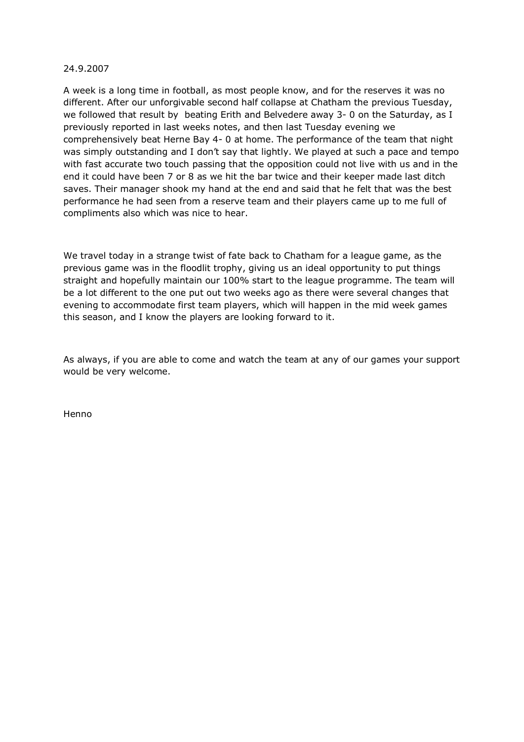24.9.2007

A week is a long time in football, as most people know, and for the reserves it was no different. After our unforgivable second half collapse at Chatham the previous Tuesday, we followed that result by beating Erith and Belvedere away 3- 0 on the Saturday, as I previously reported in last weeks notes, and then last Tuesday evening we comprehensively beat Herne Bay 4- 0 at home. The performance of the team that night was simply outstanding and I don't say that lightly. We played at such a pace and tempo with fast accurate two touch passing that the opposition could not live with us and in the end it could have been 7 or 8 as we hit the bar twice and their keeper made last ditch saves. Their manager shook my hand at the end and said that he felt that was the best performance he had seen from a reserve team and their players came up to me full of compliments also which was nice to hear.

We travel today in a strange twist of fate back to Chatham for a league game, as the previous game was in the floodlit trophy, giving us an ideal opportunity to put things straight and hopefully maintain our 100% start to the league programme. The team will be a lot different to the one put out two weeks ago as there were several changes that evening to accommodate first team players, which will happen in the mid week games this season, and I know the players are looking forward to it.

As always, if you are able to come and watch the team at any of our games your support would be very welcome.

Henno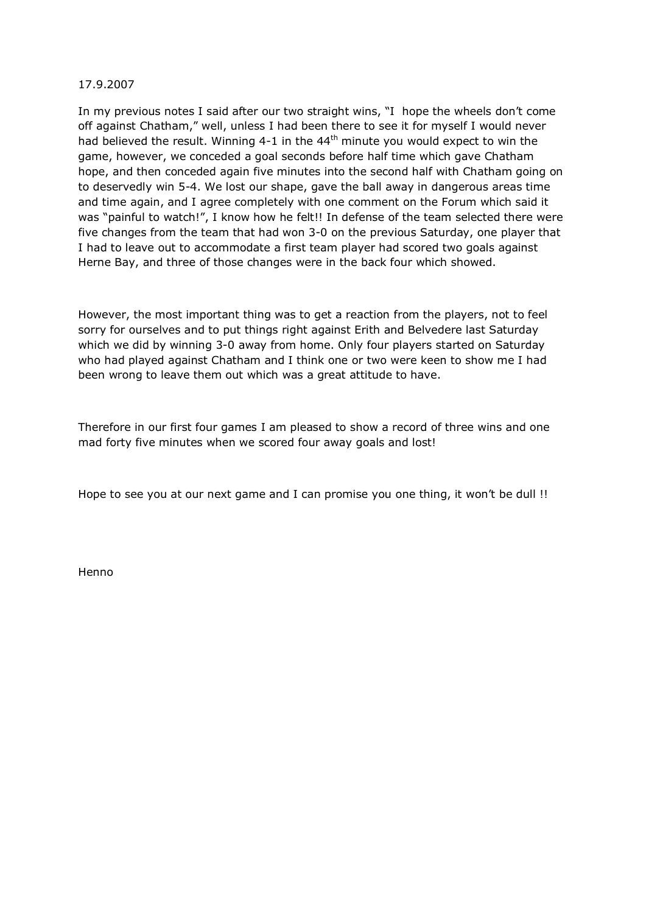17.9.2007

In my previous notes I said after our two straight wins, "I hope the wheels don't come off against Chatham," well, unless I had been there to see it for myself I would never had believed the result. Winning 4-1 in the 44th minute you would expect to win the game, however, we conceded a goal seconds before half time which gave Chatham hope, and then conceded again five minutes into the second half with Chatham going on to deservedly win 5-4. We lost our shape, gave the ball away in dangerous areas time and time again, and I agree completely with one comment on the Forum which said it was "painful to watch!", I know how he felt!! In defense of the team selected there were five changes from the team that had won 3-0 on the previous Saturday, one player that I had to leave out to accommodate a first team player had scored two goals against Herne Bay, and three of those changes were in the back four which showed.

However, the most important thing was to get a reaction from the players, not to feel sorry for ourselves and to put things right against Erith and Belvedere last Saturday which we did by winning 3-0 away from home. Only four players started on Saturday who had played against Chatham and I think one or two were keen to show me I had been wrong to leave them out which was a great attitude to have.

Therefore in our first four games I am pleased to show a record of three wins and one mad forty five minutes when we scored four away goals and lost!

Hope to see you at our next game and I can promise you one thing, it won't be dull !!

Henno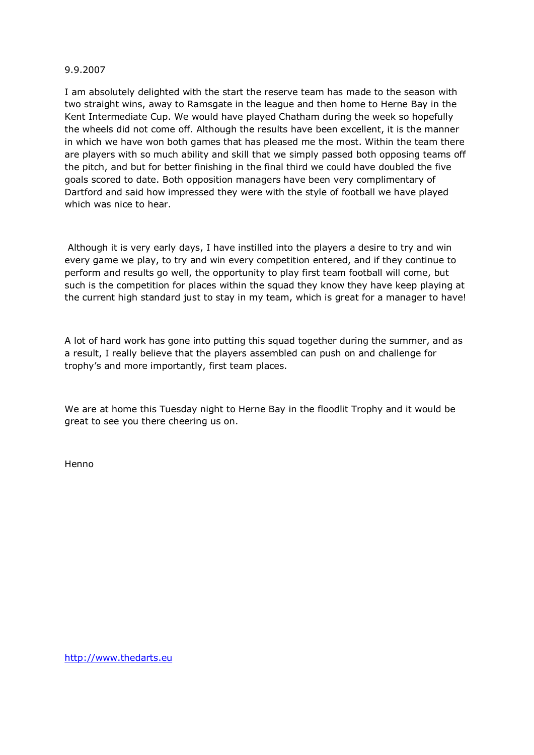9.9.2007

I am absolutely delighted with the start the reserve team has made to the season with two straight wins, away to Ramsgate in the league and then home to Herne Bay in the Kent Intermediate Cup. We would have played Chatham during the week so hopefully the wheels did not come off. Although the results have been excellent, it is the manner in which we have won both games that has pleased me the most. Within the team there are players with so much ability and skill that we simply passed both opposing teams off the pitch, and but for better finishing in the final third we could have doubled the five goals scored to date. Both opposition managers have been very complimentary of Dartford and said how impressed they were with the style of football we have played which was nice to hear.

Although it is very early days, I have instilled into the players a desire to try and win every game we play, to try and win every competition entered, and if they continue to perform and results go well, the opportunity to play first team football will come, but such is the competition for places within the squad they know they have keep playing at the current high standard just to stay in my team, which is great for a manager to have!

A lot of hard work has gone into putting this squad together during the summer, and as a result, I really believe that the players assembled can push on and challenge for trophy's and more importantly, first team places.

We are at home this Tuesday night to Herne Bay in the floodlit Trophy and it would be great to see you there cheering us on.

Henno

http://www.thedarts.eu